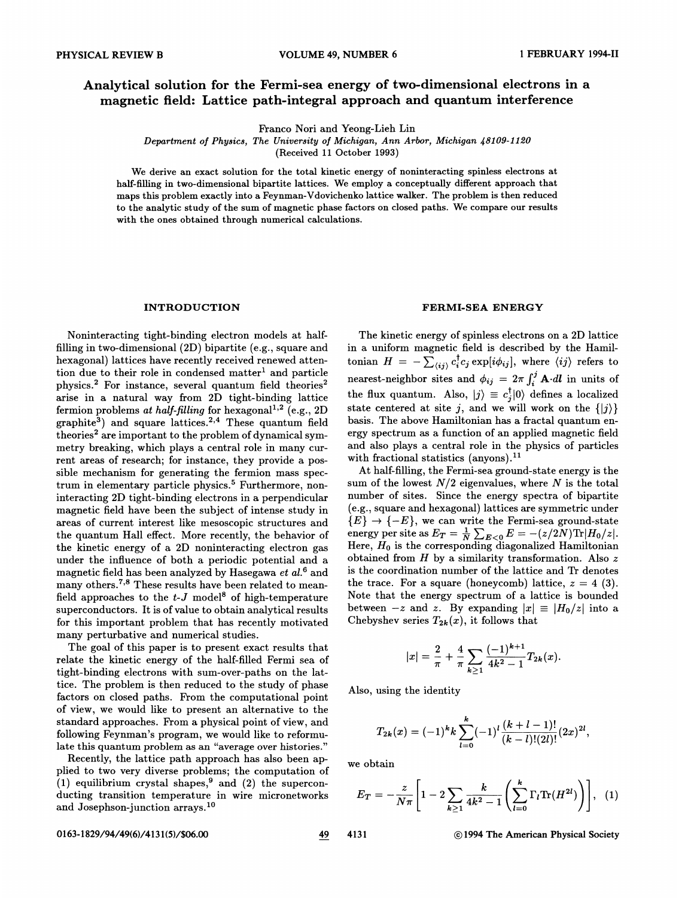# Analytical solution for the Fermi-sea energy of two-dimensional electrons in a magnetic field: Lattice path-integral approach and quantum interference

Franco Nori and Yeong-Lieh Lin

*Department of Physics, The University of Michigan, Ann Arbor, Michigan 48109-1120*

(Received 11 October 1993)

We derive an exact solution for the total kinetic energy of noninteracting spinless electrons at half-filling in two-dimensional bipartite lattices. We employ a conceptually different approach that maps this problem exactly into a Feynman-Vdovichenko lattice walker. The problem is then reduced to the analytic study of the sum of magnetic phase factors on closed paths. We compare our results with the ones obtained through numerical calculations.

## INTRODUCTION

Noninteracting tight-binding electron models at half-filling in two-dimensional (2D) bipartite (e.g., square and hexagonal) lattices have recently received renewed attention due to their role in condensed matter[1] and particle physics.[2] For instance, several quantum field theories[2] arise in a natural way from 2D tight-binding lattice fermion problems *at half-filling* for hexagonal[1,2] (e.g., 2D graphite[3]) and square lattices.[2,4] These quantum field theories[2] are important to the problem of dynamical symmetry breaking, which plays a central role in many current areas of research; for instance, they provide a possible mechanism for generating the fermion mass spectrum in elementary particle physics.[5] Furthermore, noninteracting 2D tight-binding electrons in a perpendicular magnetic field have been the subject of intense study in areas of current interest like mesoscopic structures and the quantum Hall effect. More recently, the behavior of the kinetic energy of a 2D noninteracting electron gas under the influence of both a periodic potential and a magnetic field has been analyzed by Hasegawa *et al.*[6] and many others.[7,8] These results have been related to mean-field approaches to the $t$-$J$ model[8] of high-temperature superconductors. It is of value to obtain analytical results for this important problem that has recently motivated many perturbative and numerical studies.

The goal of this paper is to present exact results that relate the kinetic energy of the half-filled Fermi sea of tight-binding electrons with sum-over-paths on the lattice. The problem is then reduced to the study of phase factors on closed paths. From the computational point of view, we would like to present an alternative to the standard approaches. From a physical point of view, and following Feynman's program, we would like to reformulate this quantum problem as an "average over histories."

Recently, the lattice path approach has also been applied to two very diverse problems; the computation of (1) equilibrium crystal shapes,[9] and (2) the superconducting transition temperature in wire micronetworks and Josephson-junction arrays.[10]

## FERMI-SEA ENERGY

The kinetic energy of spinless electrons on a 2D lattice in a uniform magnetic field is described by the Hamiltonian $H = -\sum_{\langle ij \rangle} c_i^\dagger c_j \exp[i\phi_{ij}]$, where $\langle ij \rangle$ refers to nearest-neighbor sites and $\phi_{ij} = 2\pi \int_i^j \mathbf{A} \cdot d\mathbf{l}$ in units of the flux quantum. Also, $|j\rangle \equiv c_j^\dagger |0\rangle$ defines a localized state centered at site $j$, and we will work on the $\{|j\rangle\}$ basis. The above Hamiltonian has a fractal quantum energy spectrum as a function of an applied magnetic field and also plays a central role in the physics of particles with fractional statistics (anyons).[11]

At half-filling, the Fermi-sea ground-state energy is the sum of the lowest $N/2$ eigenvalues, where $N$ is the total number of sites. Since the energy spectra of bipartite (e.g., square and hexagonal) lattices are symmetric under $\{E\} \to \{-E\}$, we can write the Fermi-sea ground-state energy per site as $E_T = \frac{1}{N}\sum_{E<0} E = -(z/2N)\mathrm{Tr}|H_0/z|$. Here, $H_0$ is the corresponding diagonalized Hamiltonian obtained from $H$ by a similarity transformation. Also $z$ is the coordination number of the lattice and Tr denotes the trace. For a square (honeycomb) lattice, $z = 4$ (3). Note that the energy spectrum of a lattice is bounded between $-z$ and $z$. By expanding $|x| \equiv |H_0/z|$ into a Chebyshev series $T_{2k}(x)$, it follows that

$$|x| = \frac{2}{\pi} + \frac{4}{\pi} \sum_{k\geq 1} \frac{(-1)^{k+1}}{4k^2 - 1} T_{2k}(x).$$

Also, using the identity

$$T_{2k}(x) = (-1)^k k \sum_{l=0}^{k} (-1)^l \frac{(k+l-1)!}{(k-l)!(2l)!}(2x)^{2l},$$

we obtain

$$E_T = -\frac{z}{N\pi}\left[1 - 2\sum_{k\geq 1} \frac{k}{4k^2 - 1}\left(\sum_{l=0}^{k} \Gamma_l \mathrm{Tr}(H^{2l})\right)\right], \quad (1)$$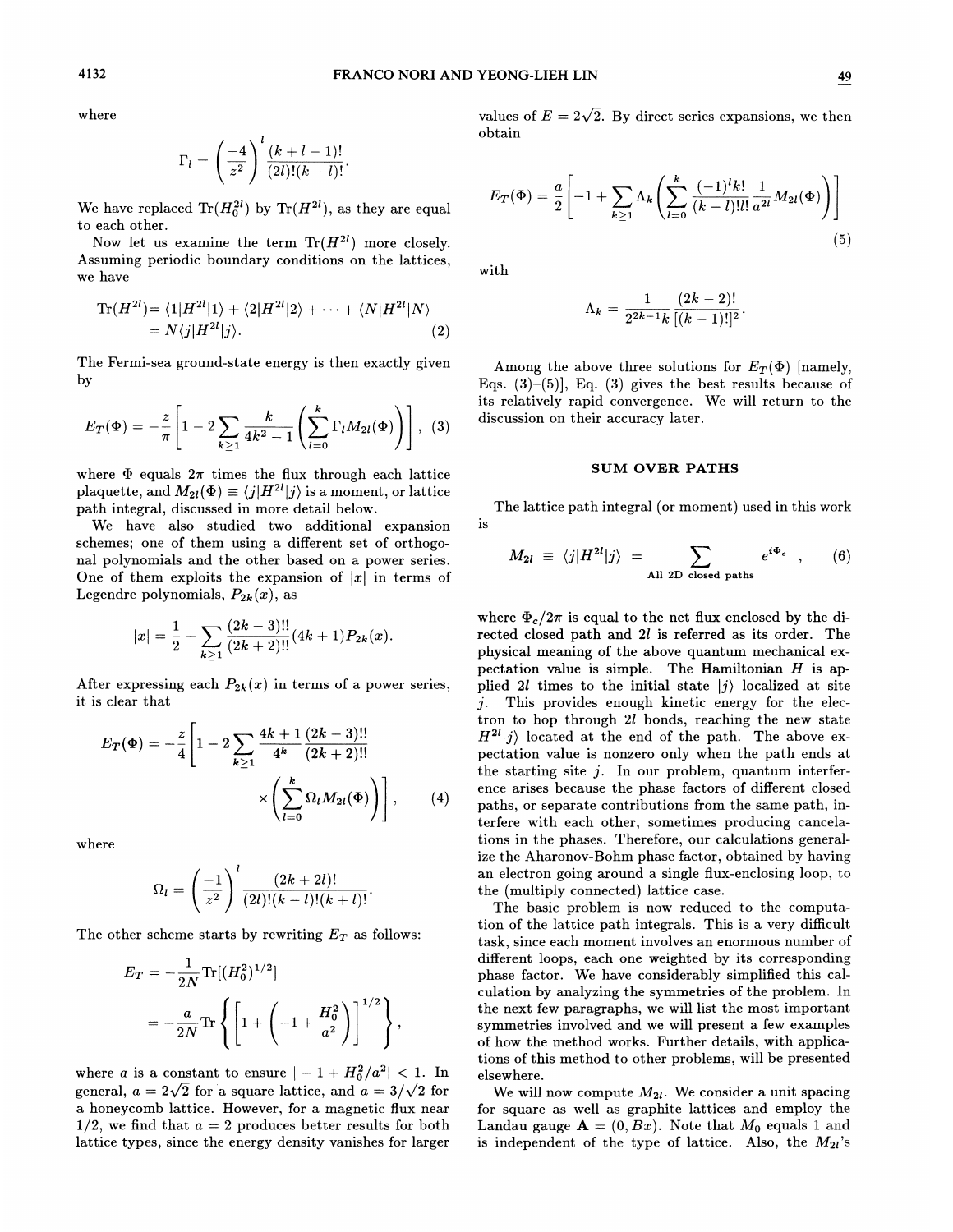where

$$\Gamma_l = \left(\frac{-4}{z^2}\right)^l \frac{(k+l-1)!}{(2l)!(k-l)!}.$$

We have replaced $\mathrm{Tr}(H_0^{2l})$ by $\mathrm{Tr}(H^{2l})$, as they are equal to each other.

Now let us examine the term $\mathrm{Tr}(H^{2l})$ more closely. Assuming periodic boundary conditions on the lattices, we have

$$\begin{aligned}\mathrm{Tr}(H^{2l}) &= \langle 1|H^{2l}|1\rangle + \langle 2|H^{2l}|2\rangle + \cdots + \langle N|H^{2l}|N\rangle \\ &= N\langle j|H^{2l}|j\rangle. \end{aligned} \tag{2}$$

The Fermi-sea ground-state energy is then exactly given by

$$E_T(\Phi) = -\frac{z}{\pi}\left[1 - 2\sum_{k\geq 1}\frac{k}{4k^2-1}\left(\sum_{l=0}^{k}\Gamma_l M_{2l}(\Phi)\right)\right], \tag{3}$$

where $\Phi$ equals $2\pi$ times the flux through each lattice plaquette, and $M_{2l}(\Phi) \equiv \langle j|H^{2l}|j\rangle$ is a moment, or lattice path integral, discussed in more detail below.

We have also studied two additional expansion schemes; one of them using a different set of orthogonal polynomials and the other based on a power series. One of them exploits the expansion of $|x|$ in terms of Legendre polynomials, $P_{2k}(x)$, as

$$|x| = \frac{1}{2} + \sum_{k\geq 1}\frac{(2k-3)!!}{(2k+2)!!}(4k+1)P_{2k}(x).$$

After expressing each $P_{2k}(x)$ in terms of a power series, it is clear that

$$E_T(\Phi) = -\frac{z}{4}\left[1 - 2\sum_{k\geq 1}\frac{4k+1}{4^k}\frac{(2k-3)!!}{(2k+2)!!}\left(\sum_{l=0}^{k}\Omega_l M_{2l}(\Phi)\right)\right], \tag{4}$$

where

$$\Omega_l = \left(\frac{-1}{z^2}\right)^l \frac{(2k+2l)!}{(2l)!(k-l)!(k+l)!}.$$

The other scheme starts by rewriting $E_T$ as follows:

$$\begin{aligned} E_T &= -\frac{1}{2N}\mathrm{Tr}[(H_0^2)^{1/2}] \\ &= -\frac{a}{2N}\mathrm{Tr}\left\{\left[1 + \left(-1 + \frac{H_0^2}{a^2}\right)\right]^{1/2}\right\}, \end{aligned}$$

where $a$ is a constant to ensure $|-1 + H_0^2/a^2| < 1$. In general, $a = 2\sqrt{2}$ for a square lattice, and $a = 3/\sqrt{2}$ for a honeycomb lattice. However, for a magnetic flux near $1/2$, we find that $a = 2$ produces better results for both lattice types, since the energy density vanishes for larger values of $E = 2\sqrt{2}$. By direct series expansions, we then obtain

$$E_T(\Phi) = \frac{a}{2}\left[-1 + \sum_{k\geq 1}\Lambda_k\left(\sum_{l=0}^{k}\frac{(-1)^l k!}{(k-l)!\,l!}\frac{1}{a^{2l}}M_{2l}(\Phi)\right)\right] \tag{5}$$

with

$$\Lambda_k = \frac{1}{2^{2k-1}k}\frac{(2k-2)!}{[(k-1)!]^2}.$$

Among the above three solutions for $E_T(\Phi)$ [namely, Eqs. (3)–(5)], Eq. (3) gives the best results because of its relatively rapid convergence. We will return to the discussion on their accuracy later.

## SUM OVER PATHS

The lattice path integral (or moment) used in this work is

$$M_{2l} \equiv \langle j|H^{2l}|j\rangle = \sum_{\text{All 2D closed paths}} e^{i\Phi_c}, \tag{6}$$

where $\Phi_c/2\pi$ is equal to the net flux enclosed by the directed closed path and $2l$ is referred as its order. The physical meaning of the above quantum mechanical expectation value is simple. The Hamiltonian $H$ is applied $2l$ times to the initial state $|j\rangle$ localized at site $j$. This provides enough kinetic energy for the electron to hop through $2l$ bonds, reaching the new state $H^{2l}|j\rangle$ located at the end of the path. The above expectation value is nonzero only when the path ends at the starting site $j$. In our problem, quantum interference arises because the phase factors of different closed paths, or separate contributions from the same path, interfere with each other, sometimes producing cancelations in the phases. Therefore, our calculations generalize the Aharonov-Bohm phase factor, obtained by having an electron going around a single flux-enclosing loop, to the (multiply connected) lattice case.

The basic problem is now reduced to the computation of the lattice path integrals. This is a very difficult task, since each moment involves an enormous number of different loops, each one weighted by its corresponding phase factor. We have considerably simplified this calculation by analyzing the symmetries of the problem. In the next few paragraphs, we will list the most important symmetries involved and we will present a few examples of how the method works. Further details, with applications of this method to other problems, will be presented elsewhere.

We will now compute $M_{2l}$. We consider a unit spacing for square as well as graphite lattices and employ the Landau gauge $\mathbf{A} = (0, Bx)$. Note that $M_0$ equals 1 and is independent of the type of lattice. Also, the $M_{2l}$'s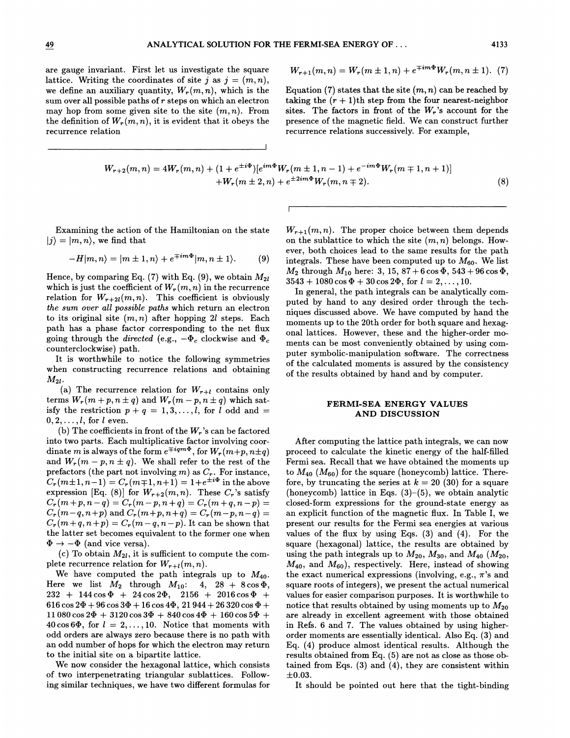are gauge invariant. First let us investigate the square lattice. Writing the coordinates of site $j$ as $j = (m, n)$, we define an auxiliary quantity, $W_r(m,n)$, which is the sum over all possible paths of $r$ steps on which an electron may hop from some given site to the site $(m,n)$. From the definition of $W_r(m,n)$, it is evident that it obeys the recurrence relation

$$W_{r+1}(m,n) = W_r(m \pm 1, n) + e^{\mp im\Phi} W_r(m, n \pm 1). \quad (7)$$

Equation (7) states that the site $(m,n)$ can be reached by taking the $(r+1)$th step from the four nearest-neighbor sites. The factors in front of the $W_r$'s account for the presence of the magnetic field. We can construct further recurrence relations successively. For example,

$$W_{r+2}(m,n) = 4W_r(m,n) + (1 + e^{\pm i\Phi})[e^{im\Phi} W_r(m \pm 1, n-1) + e^{-im\Phi} W_r(m \mp 1, n+1)] + W_r(m \pm 2, n) + e^{\pm 2im\Phi} W_r(m, n \mp 2). \quad (8)$$

Examining the action of the Hamiltonian on the state $|j\rangle = |m,n\rangle$, we find that

$$-H|m,n\rangle = |m \pm 1, n\rangle + e^{\mp im\Phi}|m, n \pm 1\rangle. \quad (9)$$

Hence, by comparing Eq. (7) with Eq. (9), we obtain $M_{2l}$ which is just the coefficient of $W_r(m,n)$ in the recurrence relation for $W_{r+2l}(m,n)$. This coefficient is obviously *the sum over all possible paths* which return an electron to its original site $(m,n)$ after hopping $2l$ steps. Each path has a phase factor corresponding to the net flux going through the *directed* (e.g., $-\Phi_c$ clockwise and $\Phi_c$ counterclockwise) path.

It is worthwhile to notice the following symmetries when constructing recurrence relations and obtaining $M_{2l}$.

(a) The recurrence relation for $W_{r+l}$ contains only terms $W_r(m+p, n \pm q)$ and $W_r(m-p, n \pm q)$ which satisfy the restriction $p + q = 1, 3, \ldots, l$, for $l$ odd and $= 0, 2, \ldots, l$, for $l$ even.

(b) The coefficients in front of the $W_r$'s can be factored into two parts. Each multiplicative factor involving coordinate $m$ is always of the form $e^{\mp iqm\Phi}$, for $W_r(m+p, n \pm q)$ and $W_r(m-p, n \pm q)$. We shall refer to the rest of the prefactors (the part not involving $m$) as $C_r$. For instance, $C_r(m \pm 1, n-1) = C_r(m \mp 1, n+1) = 1 + e^{\pm i\Phi}$ in the above expression [Eq. (8)] for $W_{r+2}(m,n)$. These $C_r$'s satisfy $C_r(m+p, n-q) = C_r(m-p, n+q) = C_r(m+q, n-p) = C_r(m-q, n+p)$ and $C_r(m+p, n+q) = C_r(m-p, n-q) = C_r(m+q, n+p) = C_r(m-q, n-p)$. It can be shown that the latter set becomes equivalent to the former one when $\Phi \to -\Phi$ (and vice versa).

(c) To obtain $M_{2l}$, it is sufficient to compute the complete recurrence relation for $W_{r+l}(m,n)$.

We have computed the path integrals up to $M_{40}$. Here we list $M_2$ through $M_{10}$: 4, $28 + 8\cos\Phi$, $232 + 144\cos\Phi + 24\cos 2\Phi$, $2156 + 2016\cos\Phi + 616\cos 2\Phi + 96\cos 3\Phi + 16\cos 4\Phi$, $21\,944 + 26\,320\cos\Phi + 11\,080\cos 2\Phi + 3120\cos 3\Phi + 840\cos 4\Phi + 160\cos 5\Phi + 40\cos 6\Phi$, for $l = 2, \ldots, 10$. Notice that moments with odd orders are always zero because there is no path with an odd number of hops for which the electron may return to the initial site on a bipartite lattice.

We now consider the hexagonal lattice, which consists of two interpenetrating triangular sublattices. Following similar techniques, we have two different formulas for $W_{r+1}(m,n)$. The proper choice between them depends on the sublattice to which the site $(m,n)$ belongs. However, both choices lead to the same results for the path integrals. These have been computed up to $M_{60}$. We list $M_2$ through $M_{10}$ here: 3, 15, $87 + 6\cos\Phi$, $543 + 96\cos\Phi$, $3543 + 1080\cos\Phi + 30\cos 2\Phi$, for $l = 2, \ldots, 10$.

In general, the path integrals can be analytically computed by hand to any desired order through the techniques discussed above. We have computed by hand the moments up to the 20th order for both square and hexagonal lattices. However, these and the higher-order moments can be most conveniently obtained by using computer symbolic-manipulation software. The correctness of the calculated moments is assured by the consistency of the results obtained by hand and by computer.

## FERMI-SEA ENERGY VALUES AND DISCUSSION

After computing the lattice path integrals, we can now proceed to calculate the kinetic energy of the half-filled Fermi sea. Recall that we have obtained the moments up to $M_{40}$ ($M_{60}$) for the square (honeycomb) lattice. Therefore, by truncating the series at $k = 20$ (30) for a square (honeycomb) lattice in Eqs. (3)–(5), we obtain analytic closed-form expressions for the ground-state energy as an explicit function of the magnetic flux. In Table I, we present our results for the Fermi sea energies at various values of the flux by using Eqs. (3) and (4). For the square (hexagonal) lattice, the results are obtained by using the path integrals up to $M_{20}$, $M_{30}$, and $M_{40}$ ($M_{20}$, $M_{40}$, and $M_{60}$), respectively. Here, instead of showing the exact numerical expressions (involving, e.g., $\pi$'s and square roots of integers), we present the actual numerical values for easier comparison purposes. It is worthwhile to notice that results obtained by using moments up to $M_{20}$ are already in excellent agreement with those obtained in Refs. 6 and 7. The values obtained by using higher-order moments are essentially identical. Also Eq. (3) and Eq. (4) produce almost identical results. Although the results obtained from Eq. (5) are not as close as those obtained from Eqs. (3) and (4), they are consistent within $\pm 0.03$.

It should be pointed out here that the tight-binding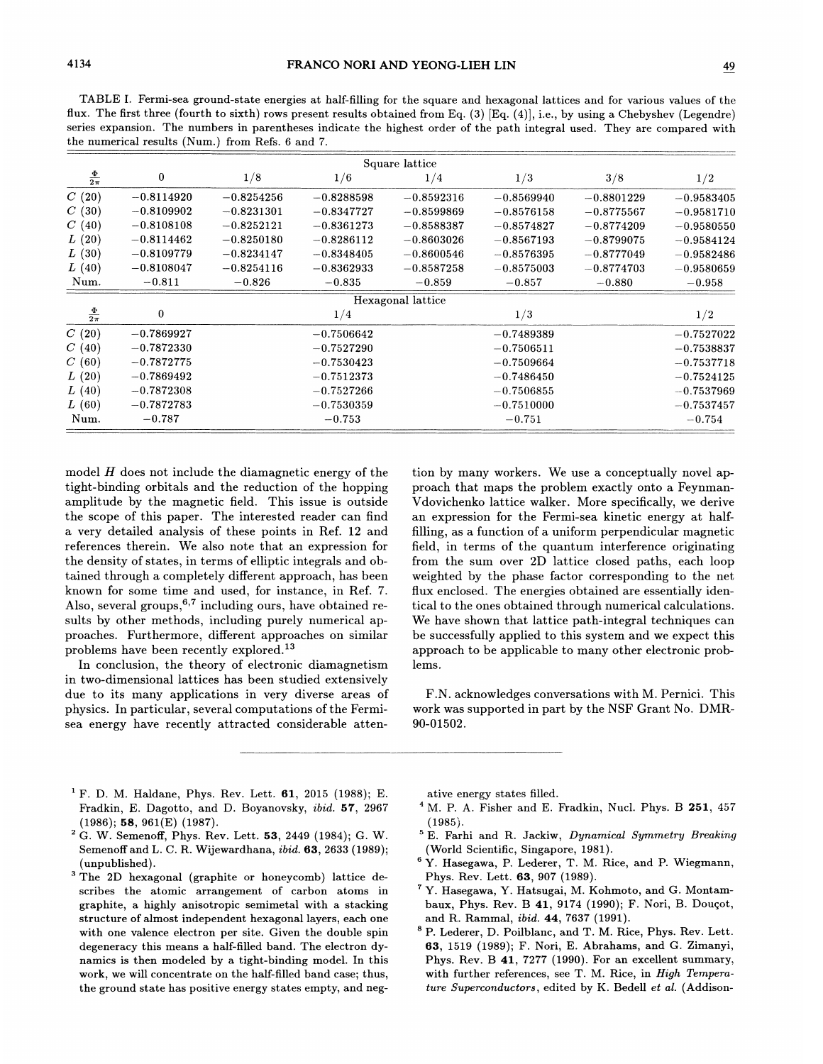TABLE I. Fermi-sea ground-state energies at half-filling for the square and hexagonal lattices and for various values of the flux. The first three (fourth to sixth) rows present results obtained from Eq. (3) [Eq. (4)], i.e., by using a Chebyshev (Legendre) series expansion. The numbers in parentheses indicate the highest order of the path integral used. They are compared with the numerical results (Num.) from Refs. 6 and 7.

| | Square lattice | | | | | | |
|---|---|---|---|---|---|---|---|
| $\frac{\Phi}{2\pi}$ | 0 | 1/8 | 1/6 | 1/4 | 1/3 | 3/8 | 1/2 |
| $C$ (20) | −0.8114920 | −0.8254256 | −0.8288598 | −0.8592316 | −0.8569940 | −0.8801229 | −0.9583405 |
| $C$ (30) | −0.8109902 | −0.8231301 | −0.8347727 | −0.8599869 | −0.8576158 | −0.8775567 | −0.9581710 |
| $C$ (40) | −0.8108108 | −0.8252121 | −0.8361273 | −0.8588387 | −0.8574827 | −0.8774209 | −0.9580550 |
| $L$ (20) | −0.8114462 | −0.8250180 | −0.8286112 | −0.8603026 | −0.8567193 | −0.8799075 | −0.9584124 |
| $L$ (30) | −0.8109779 | −0.8234147 | −0.8348405 | −0.8600546 | −0.8576395 | −0.8777049 | −0.9582486 |
| $L$ (40) | −0.8108047 | −0.8254116 | −0.8362933 | −0.8587258 | −0.8575003 | −0.8774703 | −0.9580659 |
| Num. | −0.811 | −0.826 | −0.835 | −0.859 | −0.857 | −0.880 | −0.958 |

| | Hexagonal lattice | | | |
|---|---|---|---|---|
| $\frac{\Phi}{2\pi}$ | 0 | 1/4 | 1/3 | 1/2 |
| $C$ (20) | −0.7869927 | −0.7506642 | −0.7489389 | −0.7527022 |
| $C$ (40) | −0.7872330 | −0.7527290 | −0.7506511 | −0.7538837 |
| $C$ (60) | −0.7872775 | −0.7530423 | −0.7509664 | −0.7537718 |
| $L$ (20) | −0.7869492 | −0.7512373 | −0.7486450 | −0.7524125 |
| $L$ (40) | −0.7872308 | −0.7527266 | −0.7506855 | −0.7537969 |
| $L$ (60) | −0.7872783 | −0.7530359 | −0.7510000 | −0.7537457 |
| Num. | −0.787 | −0.753 | −0.751 | −0.754 |

model $H$ does not include the diamagnetic energy of the tight-binding orbitals and the reduction of the hopping amplitude by the magnetic field. This issue is outside the scope of this paper. The interested reader can find a very detailed analysis of these points in Ref. 12 and references therein. We also note that an expression for the density of states, in terms of elliptic integrals and obtained through a completely different approach, has been known for some time and used, for instance, in Ref. 7. Also, several groups,[6,7] including ours, have obtained results by other methods, including purely numerical approaches. Furthermore, different approaches on similar problems have been recently explored.[13]

In conclusion, the theory of electronic diamagnetism in two-dimensional lattices has been studied extensively due to its many applications in very diverse areas of physics. In particular, several computations of the Fermi-sea energy have recently attracted considerable attention by many workers. We use a conceptually novel approach that maps the problem exactly onto a Feynman-Vdovichenko lattice walker. More specifically, we derive an expression for the Fermi-sea kinetic energy at half-filling, as a function of a uniform perpendicular magnetic field, in terms of the quantum interference originating from the sum over 2D lattice closed paths, each loop weighted by the phase factor corresponding to the net flux enclosed. The energies obtained are essentially identical to the ones obtained through numerical calculations. We have shown that lattice path-integral techniques can be successfully applied to this system and we expect this approach to be applicable to many other electronic problems.

F.N. acknowledges conversations with M. Pernici. This work was supported in part by the NSF Grant No. DMR-90-01502.

---

[1] F. D. M. Haldane, Phys. Rev. Lett. **61**, 2015 (1988); E. Fradkin, E. Dagotto, and D. Boyanovsky, *ibid.* **57**, 2967 (1986); **58**, 961(E) (1987).

[2] G. W. Semenoff, Phys. Rev. Lett. **53**, 2449 (1984); G. W. Semenoff and L. C. R. Wijewardhana, *ibid.* **63**, 2633 (1989); (unpublished).

[3] The 2D hexagonal (graphite or honeycomb) lattice describes the atomic arrangement of carbon atoms in graphite, a highly anisotropic semimetal with a stacking structure of almost independent hexagonal layers, each one with one valence electron per site. Given the double spin degeneracy this means a half-filled band. The electron dynamics is then modeled by a tight-binding model. In this work, we will concentrate on the half-filled band case; thus, the ground state has positive energy states empty, and negative energy states filled.

[4] M. P. A. Fisher and E. Fradkin, Nucl. Phys. B **251**, 457 (1985).

[5] E. Farhi and R. Jackiw, *Dynamical Symmetry Breaking* (World Scientific, Singapore, 1981).

[6] Y. Hasegawa, P. Lederer, T. M. Rice, and P. Wiegmann, Phys. Rev. Lett. **63**, 907 (1989).

[7] Y. Hasegawa, Y. Hatsugai, M. Kohmoto, and G. Montambaux, Phys. Rev. B **41**, 9174 (1990); F. Nori, B. Douçot, and R. Rammal, *ibid.* **44**, 7637 (1991).

[8] P. Lederer, D. Poilblanc, and T. M. Rice, Phys. Rev. Lett. **63**, 1519 (1989); F. Nori, E. Abrahams, and G. Zimanyi, Phys. Rev. B **41**, 7277 (1990). For an excellent summary, with further references, see T. M. Rice, in *High Temperature Superconductors*, edited by K. Bedell *et al.* (Addison-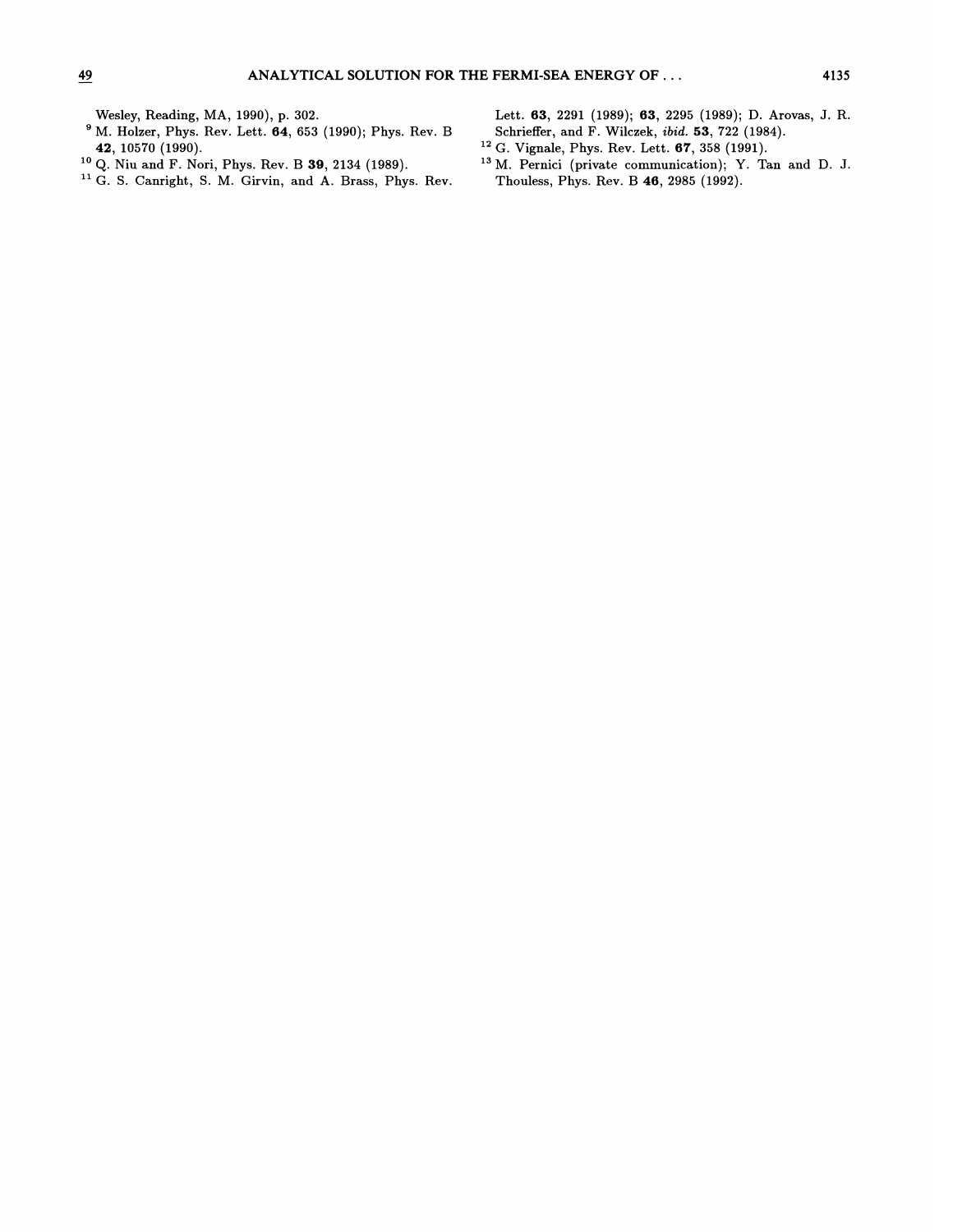Wesley, Reading, MA, 1990), p. 302.

[9] M. Holzer, Phys. Rev. Lett. **64**, 653 (1990); Phys. Rev. B **42**, 10570 (1990).

[10] Q. Niu and F. Nori, Phys. Rev. B **39**, 2134 (1989).

[11] G. S. Canright, S. M. Girvin, and A. Brass, Phys. Rev. Lett. **63**, 2291 (1989); **63**, 2295 (1989); D. Arovas, J. R. Schrieffer, and F. Wilczek, *ibid.* **53**, 722 (1984).

[12] G. Vignale, Phys. Rev. Lett. **67**, 358 (1991).

[13] M. Pernici (private communication); Y. Tan and D. J. Thouless, Phys. Rev. B **46**, 2985 (1992).